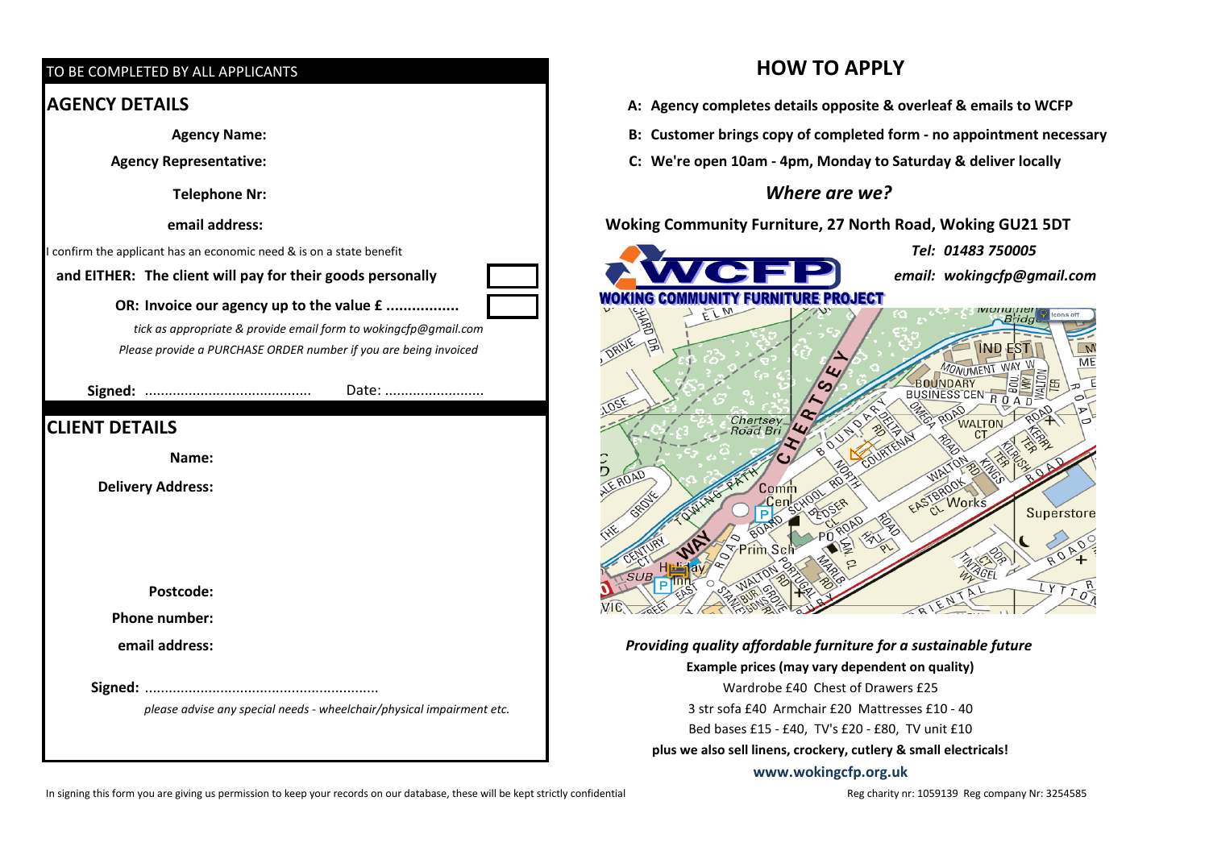TO BE COMPLETED BY ALL APPLICANTS

## AGENCY DETAILS

**Agency Name:**

**Agency Representative:**

**Telephone Nr:**

**email address:**

I confirm the applicant has an economic need & is on a state benefit

**and EITHER: The client will pay for their goods personally** ☐

**OR: Invoice our agency up to the value £ ................** ☐

*tick as appropriate & provide email form to wokingcfp@gmail.com*

*Please provide a PURCHASE ORDER number if you are being invoiced*

**Signed:** .......................................... Date: .........................

## CLIENT DETAILS

**Name:**

**Delivery Address:**

**Postcode:**

**Phone number:**

**email address:**

**Signed:** ..........................................................

*please advise any special needs - wheelchair/physical impairment etc.*

# HOW TO APPLY

**A: Agency completes details opposite & overleaf & emails to WCFP**

**B: Customer brings copy of completed form - no appointment necessary**

**C: We're open 10am - 4pm, Monday to Saturday & deliver locally**

### *Where are we?*

**Woking Community Furniture, 27 North Road, Woking GU21 5DT**

***Tel: 01483 750005***

***email: wokingcfp@gmail.com***

**WCFP**
**WOKING COMMUNITY FURNITURE PROJECT**

***Providing quality affordable furniture for a sustainable future***

**Example prices (may vary dependent on quality)**

Wardrobe £40 Chest of Drawers £25

3 str sofa £40 Armchair £20 Mattresses £10 - 40

Bed bases £15 - £40, TV's £20 - £80, TV unit £10

**plus we also sell linens, crockery, cutlery & small electricals!**

**www.wokingcfp.org.uk**

In signing this form you are giving us permission to keep your records on our database, these will be kept strictly confidential

Reg charity nr: 1059139 Reg company Nr: 3254585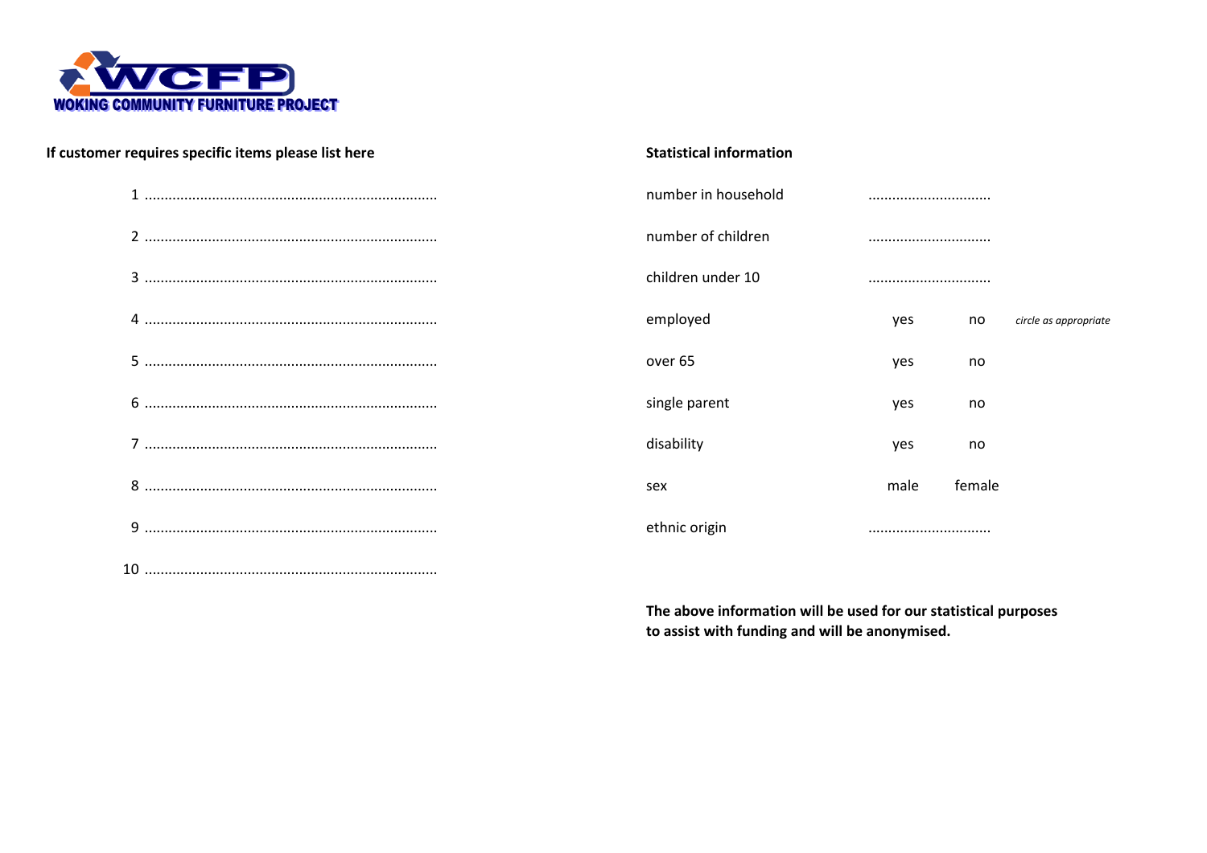WCFP
WOKING COMMUNITY FURNITURE PROJECT

**If customer requires specific items please list here**

1 ..........................................................................

2 ..........................................................................

3 ..........................................................................

4 ..........................................................................

5 ..........................................................................

6 ..........................................................................

7 ..........................................................................

8 ..........................................................................

9 ..........................................................................

10 ..........................................................................

**Statistical information**

| | | | |
|---|---|---|---|
| number in household | ............................... | | |
| number of children | ............................... | | |
| children under 10 | ............................... | | |
| employed | yes | no | *circle as appropriate* |
| over 65 | yes | no | |
| single parent | yes | no | |
| disability | yes | no | |
| sex | male | female | |
| ethnic origin | ............................... | | |

**The above information will be used for our statistical purposes to assist with funding and will be anonymised.**